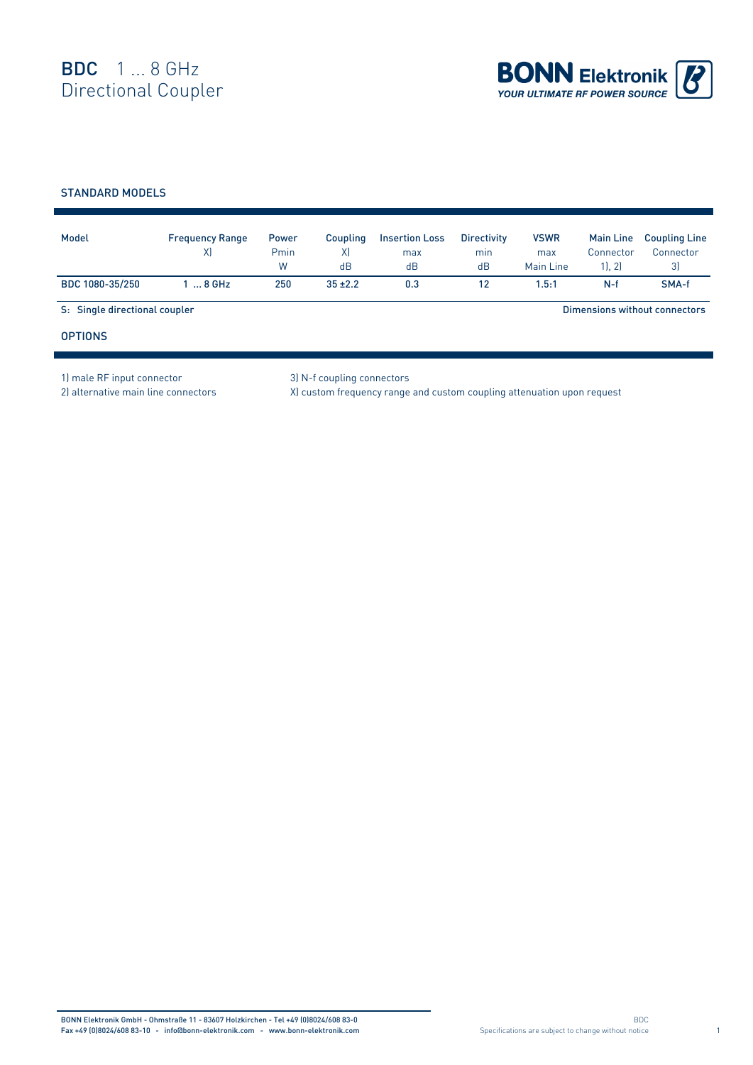# BDC 1 ... 8 GHz Directional Coupler

BONN Elektronik
YOUR ULTIMATE RF POWER SOURCE

## STANDARD MODELS

| Model | Frequency Range X) | Power Pmin W | Coupling X) dB | Insertion Loss max dB | Directivity min dB | VSWR max Main Line | Main Line Connector 1), 2) | Coupling Line Connector 3) |
|---|---|---|---|---|---|---|---|---|
| BDC 1080-35/250 | 1 ... 8 GHz | 250 | 35 ±2.2 | 0.3 | 12 | 1.5:1 | N-f | SMA-f |

S: Single directional coupler

Dimensions without connectors

## OPTIONS

1) male RF input connector
2) alternative main line connectors
3) N-f coupling connectors
X) custom frequency range and custom coupling attenuation upon request

BONN Elektronik GmbH - Ohmstraße 11 - 83607 Holzkirchen - Tel +49 (0)8024/608 83-0
Fax +49 (0)8024/608 83-10 - info@bonn-elektronik.com - www.bonn-elektronik.com

Specifications are subject to change without notice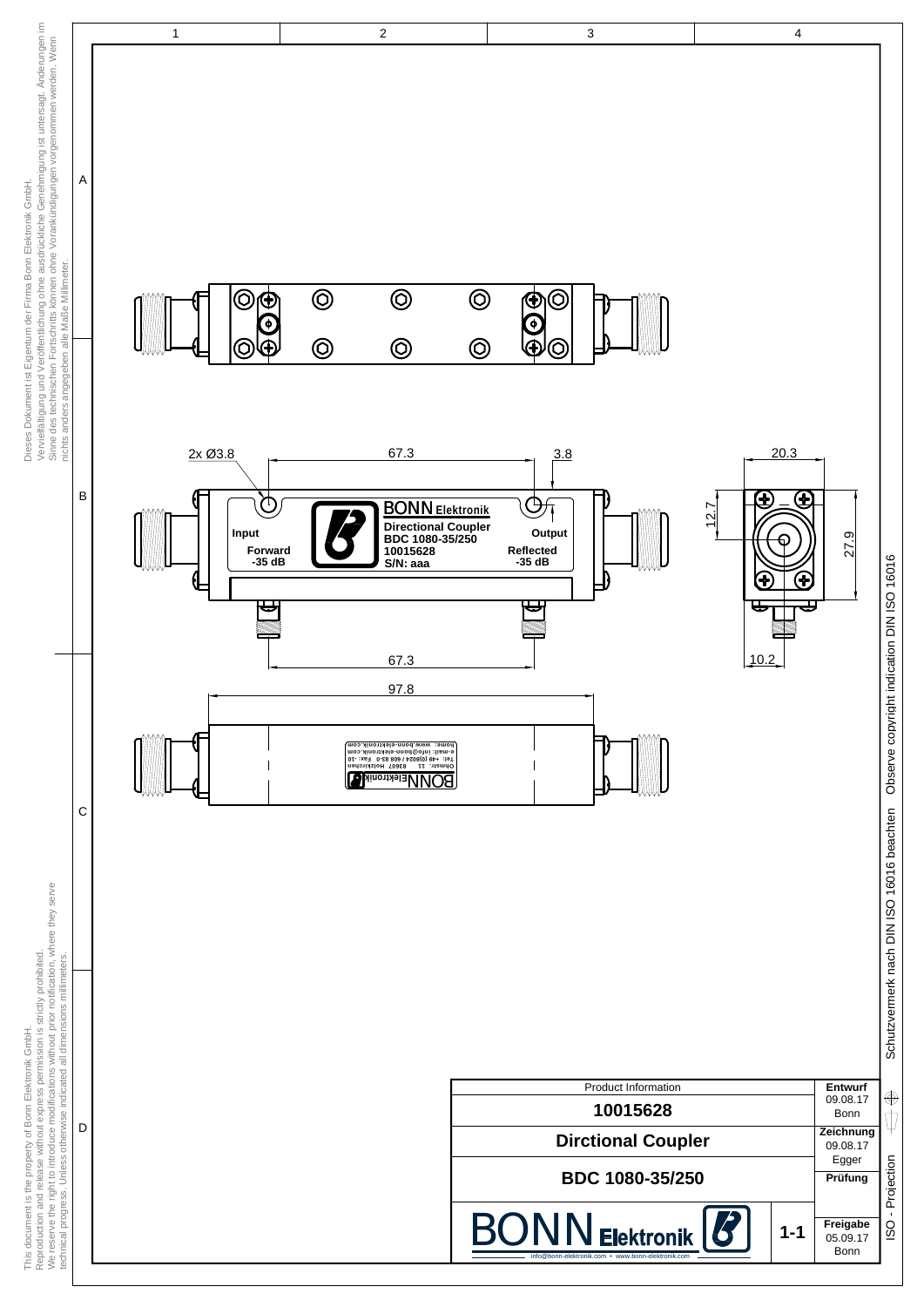Dieses Dokument ist Eigentum der Firma Bonn Elektronik GmbH.
Vervielfältigung und Veröffentlichung ohne ausdrückliche Genehmigung ist untersagt. Änderungen im Sinne des technischen Fortschritts können ohne Vorankündigungen vorgenommen werden. Wenn nichts anders angegeben alle Maße Millimeter.

This document is the property of Bonn Elektronik GmbH.
Reproduction and release without express permission is strictly prohibited.
We reserve the right to introduce modifications without prior notification, where they serve technical progress. Unless otherwise indicated all dimensions millimeters.

2x Ø3.8

67.3

3.8

BONN Elektronik
Directional Coupler
BDC 1080-35/250
10015628
S/N: aaa

Input
Forward
-35 dB

Output
Reflected
-35 dB

67.3

97.8

20.3

12.7

27.9

10.2

BONN Elektronik
Ohmstr. 11 83607 Holzkirchen
Tel.: +49 (0)8024 / 608 83-0 Fax: -10
e-mail: info@bonn-elektronik.com
home: www.bonn-elektronik.com

| Product Information | | Entwurf 09.08.17 Bonn |
|---|---|---|
| **10015628** | | |
| **Dirctional Coupler** | | Zeichnung 09.08.17 Egger |
| **BDC 1080-35/250** | | Prüfung |
| BONN Elektronik info@bonn-elektronik.com • www.bonn-elektronik.com | **1-1** | Freigabe 05.09.17 Bonn |

Schutzvermerk nach DIN ISO 16016 beachten Observe copyright indication DIN ISO 16016

ISO - Projection